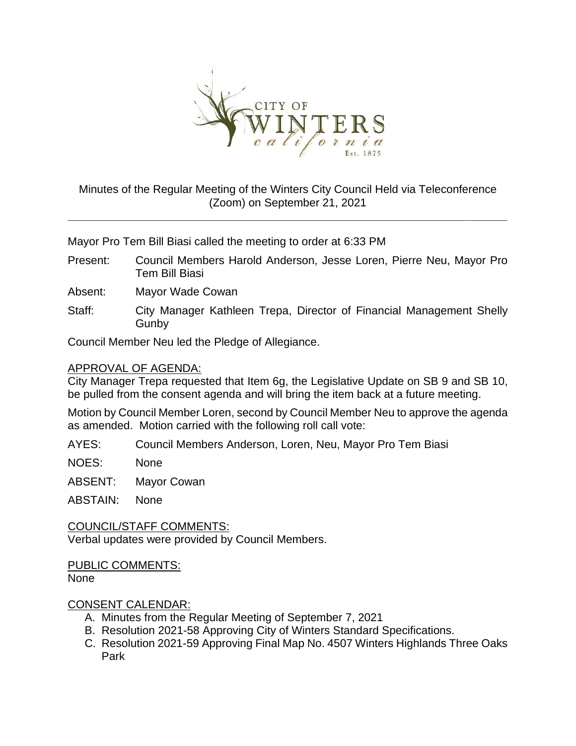# Minutes of the Regular Meeting of the Winters City Council Held via Teleconference (Zoom) on September 21, 2021

Mayor Pro Tem Bill Biasi called the meeting to order at 6:33 PM

Present: Council Members Harold Anderson, Jesse Loren, Pierre Neu, Mayor Pro Tem Bill Biasi

Absent: Mayor Wade Cowan

Staff: City Manager Kathleen Trepa, Director of Financial Management Shelly Gunby

Council Member Neu led the Pledge of Allegiance.

## APPROVAL OF AGENDA:

City Manager Trepa requested that Item 6g, the Legislative Update on SB 9 and SB 10, be pulled from the consent agenda and will bring the item back at a future meeting.

Motion by Council Member Loren, second by Council Member Neu to approve the agenda as amended. Motion carried with the following roll call vote:

AYES: Council Members Anderson, Loren, Neu, Mayor Pro Tem Biasi

NOES: None

ABSENT: Mayor Cowan

ABSTAIN: None

## COUNCIL/STAFF COMMENTS:

Verbal updates were provided by Council Members.

## PUBLIC COMMENTS:

None

## CONSENT CALENDAR:

A. Minutes from the Regular Meeting of September 7, 2021
B. Resolution 2021-58 Approving City of Winters Standard Specifications.
C. Resolution 2021-59 Approving Final Map No. 4507 Winters Highlands Three Oaks Park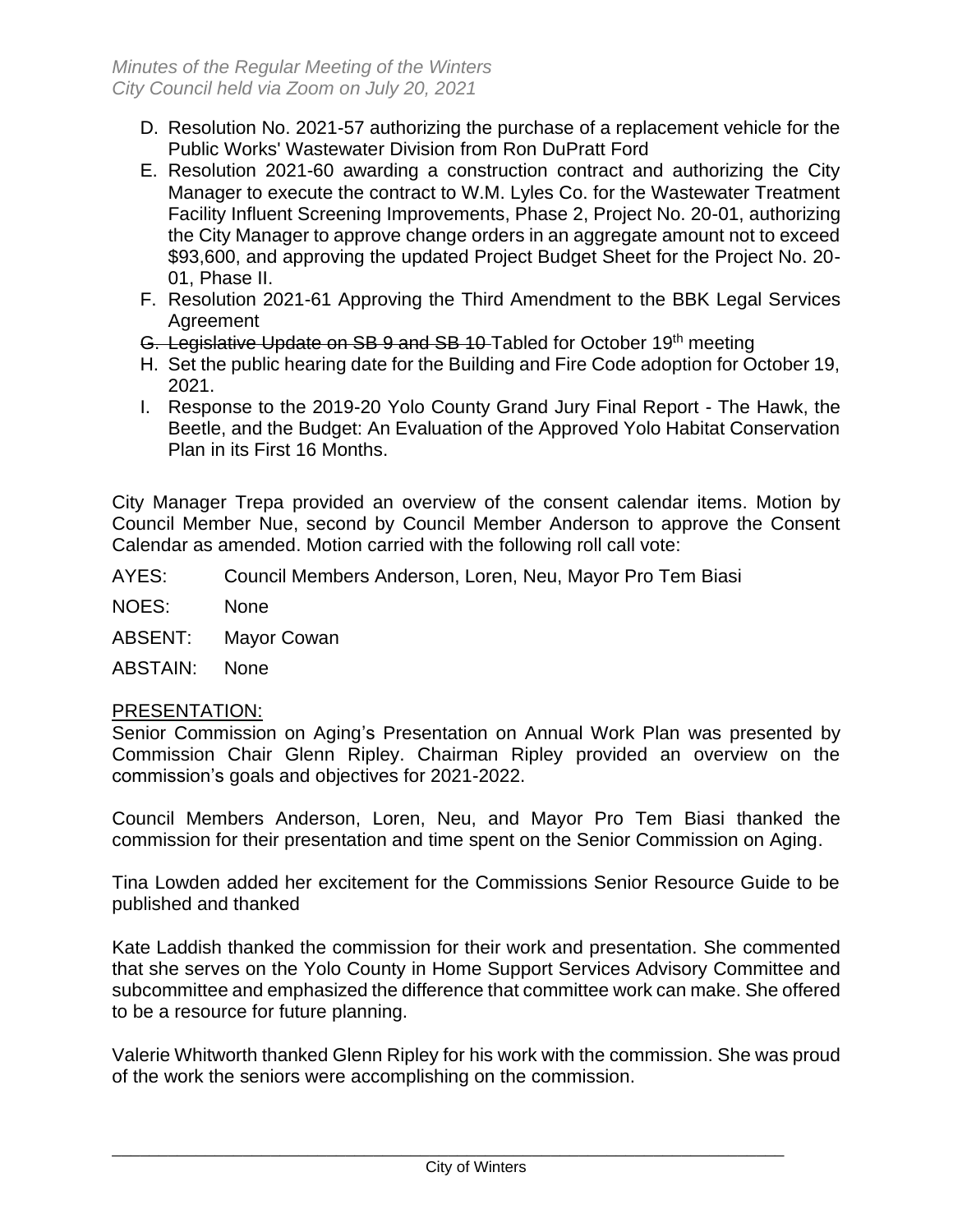D. Resolution No. 2021-57 authorizing the purchase of a replacement vehicle for the Public Works' Wastewater Division from Ron DuPratt Ford
E. Resolution 2021-60 awarding a construction contract and authorizing the City Manager to execute the contract to W.M. Lyles Co. for the Wastewater Treatment Facility Influent Screening Improvements, Phase 2, Project No. 20-01, authorizing the City Manager to approve change orders in an aggregate amount not to exceed \$93,600, and approving the updated Project Budget Sheet for the Project No. 20-01, Phase II.
F. Resolution 2021-61 Approving the Third Amendment to the BBK Legal Services Agreement
G. ~~Legislative Update on SB 9 and SB 10~~ Tabled for October 19th meeting
H. Set the public hearing date for the Building and Fire Code adoption for October 19, 2021.
I. Response to the 2019-20 Yolo County Grand Jury Final Report - The Hawk, the Beetle, and the Budget: An Evaluation of the Approved Yolo Habitat Conservation Plan in its First 16 Months.

City Manager Trepa provided an overview of the consent calendar items. Motion by Council Member Nue, second by Council Member Anderson to approve the Consent Calendar as amended. Motion carried with the following roll call vote:

AYES: Council Members Anderson, Loren, Neu, Mayor Pro Tem Biasi

NOES: None

ABSENT: Mayor Cowan

ABSTAIN: None

PRESENTATION:

Senior Commission on Aging's Presentation on Annual Work Plan was presented by Commission Chair Glenn Ripley. Chairman Ripley provided an overview on the commission's goals and objectives for 2021-2022.

Council Members Anderson, Loren, Neu, and Mayor Pro Tem Biasi thanked the commission for their presentation and time spent on the Senior Commission on Aging.

Tina Lowden added her excitement for the Commissions Senior Resource Guide to be published and thanked

Kate Laddish thanked the commission for their work and presentation. She commented that she serves on the Yolo County in Home Support Services Advisory Committee and subcommittee and emphasized the difference that committee work can make. She offered to be a resource for future planning.

Valerie Whitworth thanked Glenn Ripley for his work with the commission. She was proud of the work the seniors were accomplishing on the commission.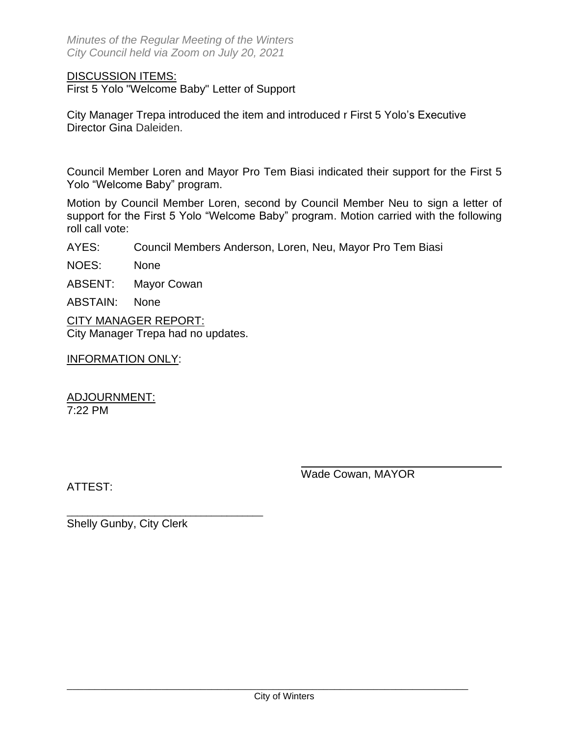*Minutes of the Regular Meeting of the Winters City Council held via Zoom on July 20, 2021*

DISCUSSION ITEMS:
First 5 Yolo "Welcome Baby" Letter of Support

City Manager Trepa introduced the item and introduced r First 5 Yolo's Executive Director Gina Daleiden.

Council Member Loren and Mayor Pro Tem Biasi indicated their support for the First 5 Yolo "Welcome Baby" program.

Motion by Council Member Loren, second by Council Member Neu to sign a letter of support for the First 5 Yolo "Welcome Baby" program. Motion carried with the following roll call vote:

AYES: Council Members Anderson, Loren, Neu, Mayor Pro Tem Biasi

NOES: None

ABSENT: Mayor Cowan

ABSTAIN: None

CITY MANAGER REPORT:
City Manager Trepa had no updates.

INFORMATION ONLY:

ADJOURNMENT:
7:22 PM

\_\_\_\_\_\_\_\_\_\_\_\_\_\_\_\_\_\_\_\_\_\_\_\_\_\_\_\_\_\_\_\_
Wade Cowan, MAYOR

ATTEST:

\_\_\_\_\_\_\_\_\_\_\_\_\_\_\_\_\_\_\_\_\_\_\_\_\_\_\_\_\_\_\_\_
Shelly Gunby, City Clerk